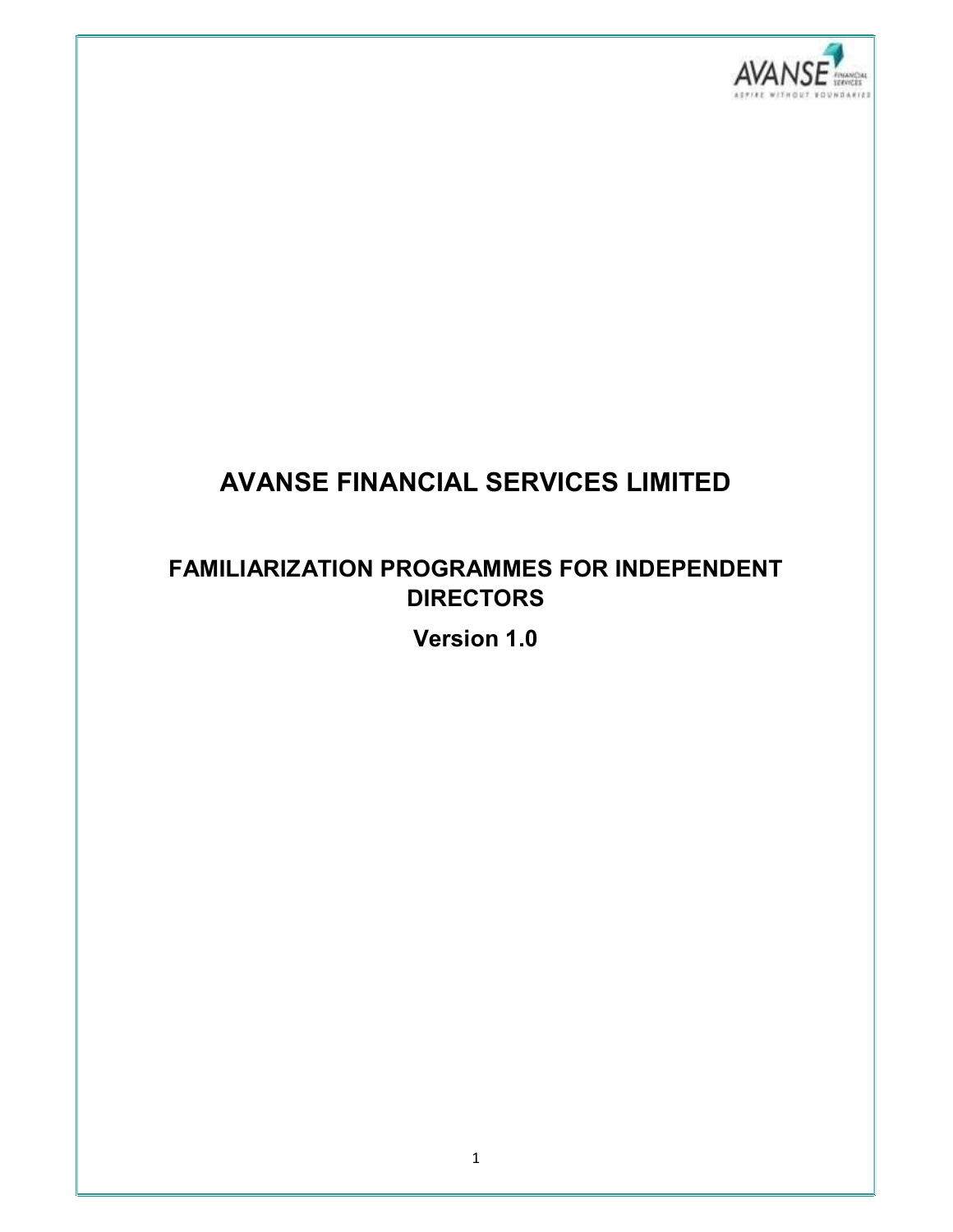# AVANSE FINANCIAL SERVICES LIMITED

## FAMILIARIZATION PROGRAMMES FOR INDEPENDENT DIRECTORS

**Version 1.0**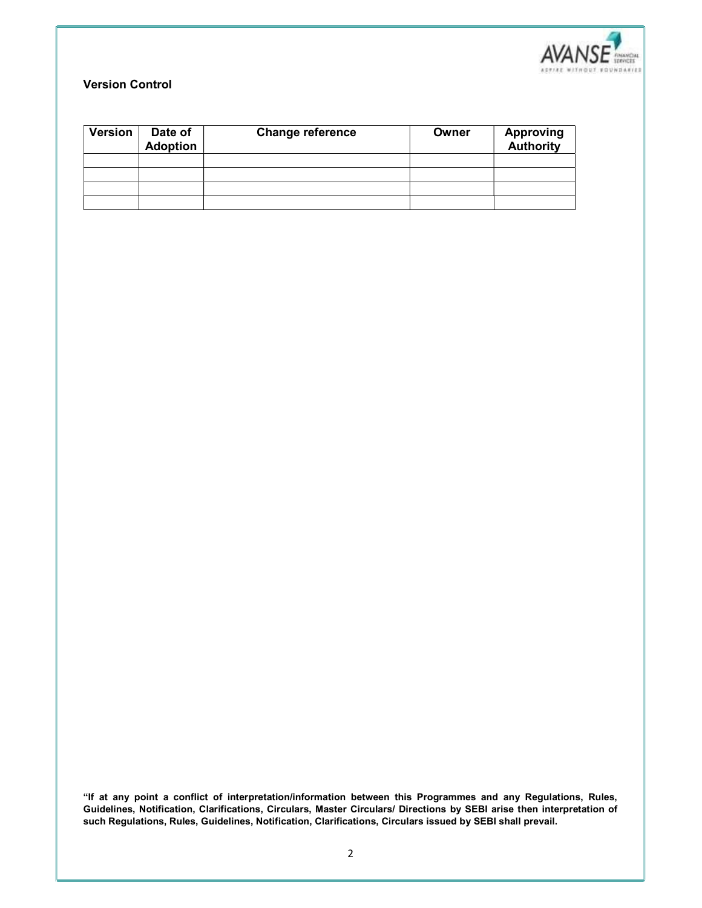## Version Control

| Version | Date of Adoption | Change reference | Owner | Approving Authority |
|---|---|---|---|---|
| | | | | |
| | | | | |
| | | | | |
| | | | | |

**"If at any point a conflict of interpretation/information between this Programmes and any Regulations, Rules, Guidelines, Notification, Clarifications, Circulars, Master Circulars/ Directions by SEBI arise then interpretation of such Regulations, Rules, Guidelines, Notification, Clarifications, Circulars issued by SEBI shall prevail.**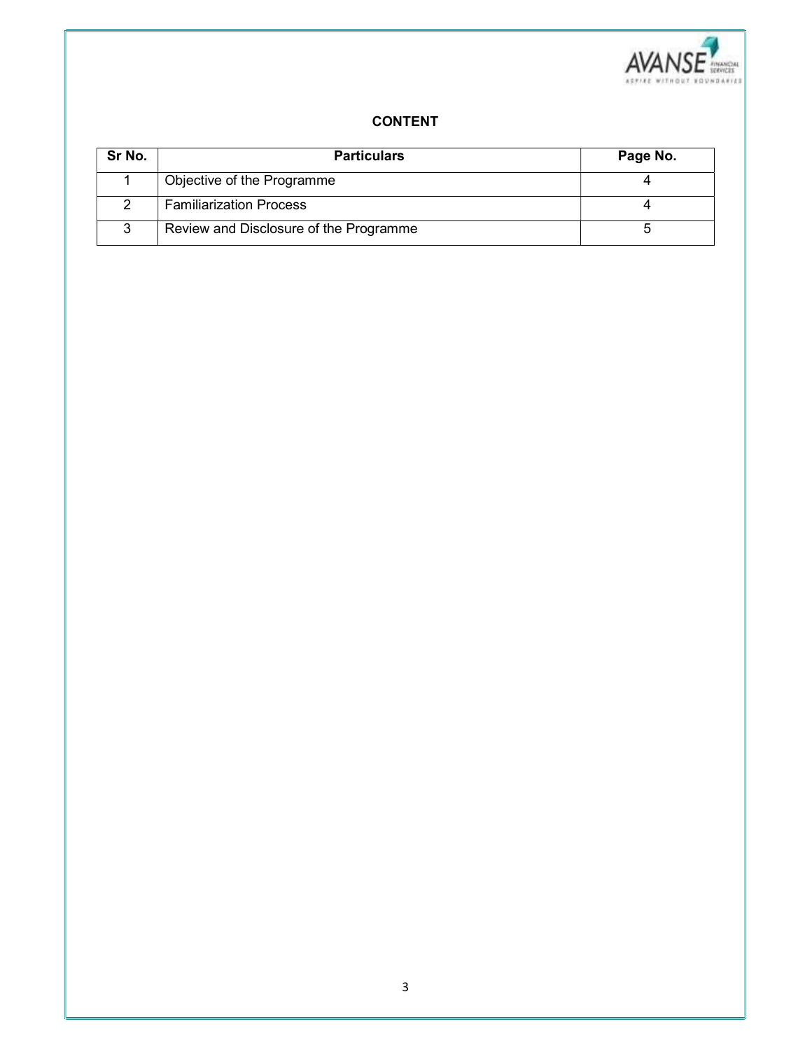## CONTENT

| Sr No. | Particulars | Page No. |
|---|---|---|
| 1 | Objective of the Programme | 4 |
| 2 | Familiarization Process | 4 |
| 3 | Review and Disclosure of the Programme | 5 |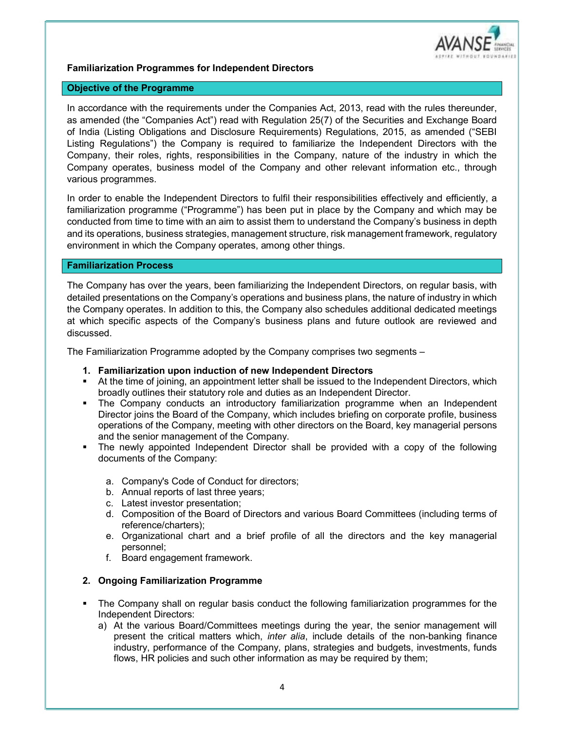## Familiarization Programmes for Independent Directors

### Objective of the Programme

In accordance with the requirements under the Companies Act, 2013, read with the rules thereunder, as amended (the "Companies Act") read with Regulation 25(7) of the Securities and Exchange Board of India (Listing Obligations and Disclosure Requirements) Regulations, 2015, as amended ("SEBI Listing Regulations") the Company is required to familiarize the Independent Directors with the Company, their roles, rights, responsibilities in the Company, nature of the industry in which the Company operates, business model of the Company and other relevant information etc., through various programmes.

In order to enable the Independent Directors to fulfil their responsibilities effectively and efficiently, a familiarization programme ("Programme") has been put in place by the Company and which may be conducted from time to time with an aim to assist them to understand the Company's business in depth and its operations, business strategies, management structure, risk management framework, regulatory environment in which the Company operates, among other things.

### Familiarization Process

The Company has over the years, been familiarizing the Independent Directors, on regular basis, with detailed presentations on the Company's operations and business plans, the nature of industry in which the Company operates. In addition to this, the Company also schedules additional dedicated meetings at which specific aspects of the Company's business plans and future outlook are reviewed and discussed.

The Familiarization Programme adopted by the Company comprises two segments –

**1. Familiarization upon induction of new Independent Directors**

- At the time of joining, an appointment letter shall be issued to the Independent Directors, which broadly outlines their statutory role and duties as an Independent Director.
- The Company conducts an introductory familiarization programme when an Independent Director joins the Board of the Company, which includes briefing on corporate profile, business operations of the Company, meeting with other directors on the Board, key managerial persons and the senior management of the Company.
- The newly appointed Independent Director shall be provided with a copy of the following documents of the Company:

  a. Company's Code of Conduct for directors;
  b. Annual reports of last three years;
  c. Latest investor presentation;
  d. Composition of the Board of Directors and various Board Committees (including terms of reference/charters);
  e. Organizational chart and a brief profile of all the directors and the key managerial personnel;
  f. Board engagement framework.

**2. Ongoing Familiarization Programme**

- The Company shall on regular basis conduct the following familiarization programmes for the Independent Directors:
  a) At the various Board/Committees meetings during the year, the senior management will present the critical matters which, *inter alia*, include details of the non-banking finance industry, performance of the Company, plans, strategies and budgets, investments, funds flows, HR policies and such other information as may be required by them;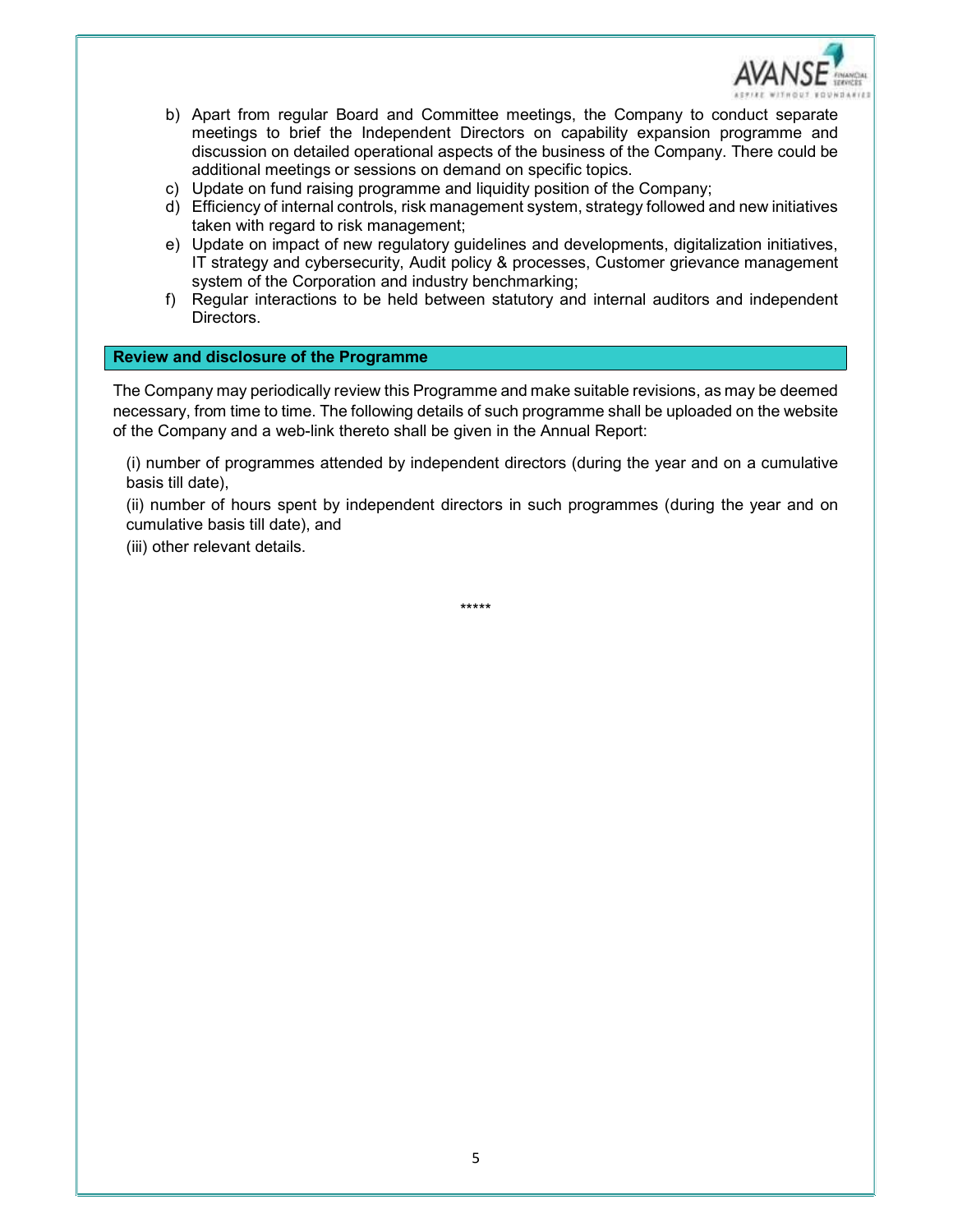b) Apart from regular Board and Committee meetings, the Company to conduct separate meetings to brief the Independent Directors on capability expansion programme and discussion on detailed operational aspects of the business of the Company. There could be additional meetings or sessions on demand on specific topics.
c) Update on fund raising programme and liquidity position of the Company;
d) Efficiency of internal controls, risk management system, strategy followed and new initiatives taken with regard to risk management;
e) Update on impact of new regulatory guidelines and developments, digitalization initiatives, IT strategy and cybersecurity, Audit policy & processes, Customer grievance management system of the Corporation and industry benchmarking;
f) Regular interactions to be held between statutory and internal auditors and independent Directors.

## Review and disclosure of the Programme

The Company may periodically review this Programme and make suitable revisions, as may be deemed necessary, from time to time. The following details of such programme shall be uploaded on the website of the Company and a web-link thereto shall be given in the Annual Report:

(i) number of programmes attended by independent directors (during the year and on a cumulative basis till date),

(ii) number of hours spent by independent directors in such programmes (during the year and on cumulative basis till date), and

(iii) other relevant details.

*****